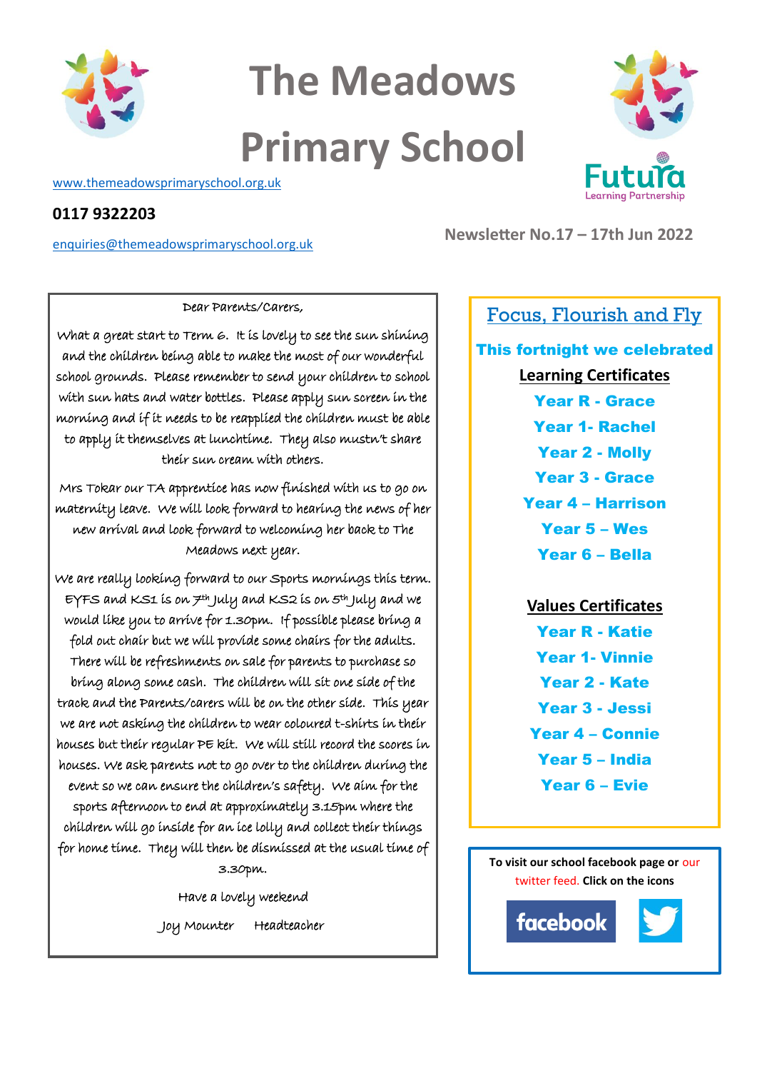# The Meadows Primary School

www.themeadowsprimaryschool.org.uk

**0117 9322203**

enquiries@themeadowsprimaryschool.org.uk

Futura Learning Partnership

**Newsletter No.17 – 17th Jun 2022**

Dear Parents/Carers,

What a great start to Term 6. It is lovely to see the sun shining and the children being able to make the most of our wonderful school grounds. Please remember to send your children to school with sun hats and water bottles. Please apply sun screen in the morning and if it needs to be reapplied the children must be able to apply it themselves at lunchtime. They also mustn't share their sun cream with others.

Mrs Tokar our TA apprentice has now finished with us to go on maternity leave. We will look forward to hearing the news of her new arrival and look forward to welcoming her back to The Meadows next year.

We are really looking forward to our Sports mornings this term. EYFS and KS1 is on 7th July and KS2 is on 5th July and we would like you to arrive for 1.30pm. If possible please bring a fold out chair but we will provide some chairs for the adults. There will be refreshments on sale for parents to purchase so bring along some cash. The children will sit one side of the track and the Parents/carers will be on the other side. This year we are not asking the children to wear coloured t-shirts in their houses but their regular PE kit. We will still record the scores in houses. We ask parents not to go over to the children during the event so we can ensure the children's safety. We aim for the sports afternoon to end at approximately 3.15pm where the children will go inside for an ice lolly and collect their things for home time. They will then be dismissed at the usual time of 3.30pm.

Have a lovely weekend

Joy Mounter Headteacher

## Focus, Flourish and Fly

**This fortnight we celebrated**

**Learning Certificates**

**Year R - Grace**
**Year 1- Rachel**
**Year 2 - Molly**
**Year 3 - Grace**
**Year 4 – Harrison**
**Year 5 – Wes**
**Year 6 – Bella**

**Values Certificates**

**Year R - Katie**
**Year 1- Vinnie**
**Year 2 - Kate**
**Year 3 - Jessi**
**Year 4 – Connie**
**Year 5 – India**
**Year 6 – Evie**

**To visit our school facebook page or** our twitter feed. **Click on the icons**

facebook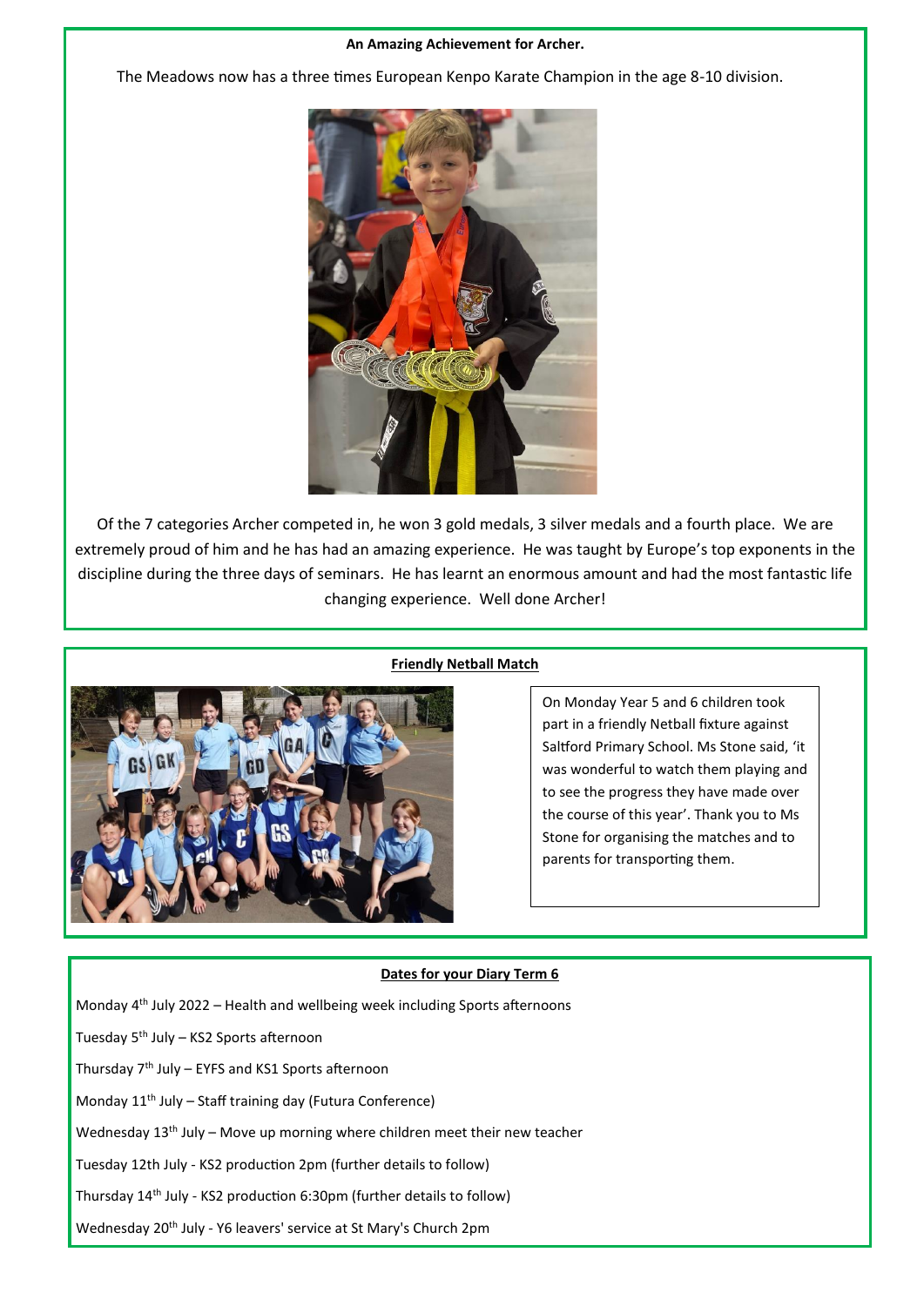**An Amazing Achievement for Archer.**

The Meadows now has a three times European Kenpo Karate Champion in the age 8-10 division.

Of the 7 categories Archer competed in, he won 3 gold medals, 3 silver medals and a fourth place. We are extremely proud of him and he has had an amazing experience. He was taught by Europe's top exponents in the discipline during the three days of seminars. He has learnt an enormous amount and had the most fantastic life changing experience. Well done Archer!

## Friendly Netball Match

On Monday Year 5 and 6 children took part in a friendly Netball fixture against Saltford Primary School. Ms Stone said, 'it was wonderful to watch them playing and to see the progress they have made over the course of this year'. Thank you to Ms Stone for organising the matches and to parents for transporting them.

## Dates for your Diary Term 6

Monday 4th July 2022 – Health and wellbeing week including Sports afternoons

Tuesday 5th July – KS2 Sports afternoon

Thursday 7th July – EYFS and KS1 Sports afternoon

Monday 11th July – Staff training day (Futura Conference)

Wednesday 13th July – Move up morning where children meet their new teacher

Tuesday 12th July - KS2 production 2pm (further details to follow)

Thursday 14th July - KS2 production 6:30pm (further details to follow)

Wednesday 20th July - Y6 leavers' service at St Mary's Church 2pm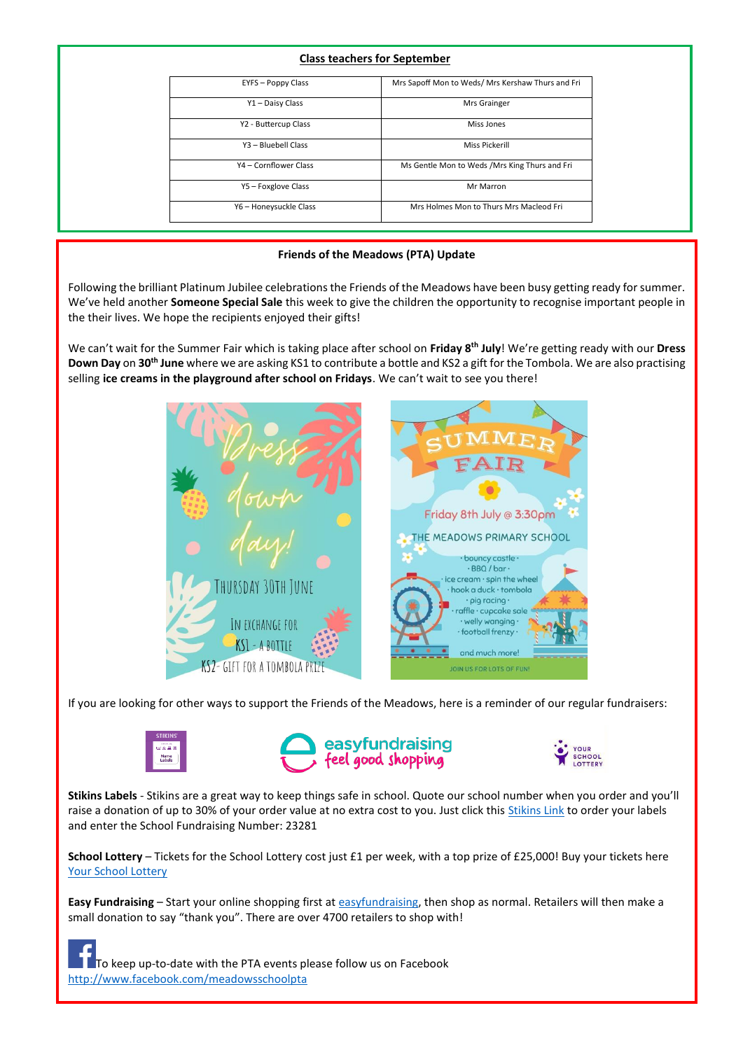## Class teachers for September

| | |
|---|---|
| EYFS – Poppy Class | Mrs Sapoff Mon to Weds/ Mrs Kershaw Thurs and Fri |
| Y1 – Daisy Class | Mrs Grainger |
| Y2 - Buttercup Class | Miss Jones |
| Y3 – Bluebell Class | Miss Pickerill |
| Y4 – Cornflower Class | Ms Gentle Mon to Weds /Mrs King Thurs and Fri |
| Y5 – Foxglove Class | Mr Marron |
| Y6 – Honeysuckle Class | Mrs Holmes Mon to Thurs Mrs Macleod Fri |

## Friends of the Meadows (PTA) Update

Following the brilliant Platinum Jubilee celebrations the Friends of the Meadows have been busy getting ready for summer. We've held another **Someone Special Sale** this week to give the children the opportunity to recognise important people in the their lives. We hope the recipients enjoyed their gifts!

We can't wait for the Summer Fair which is taking place after school on **Friday 8th July**! We're getting ready with our **Dress Down Day** on **30th June** where we are asking KS1 to contribute a bottle and KS2 a gift for the Tombola. We are also practising selling **ice creams in the playground after school on Fridays**. We can't wait to see you there!

Dress down day!
Thursday 30th June
In exchange for
KS1 - a bottle
KS2 - gift for a tombola prize

SUMMER FAIR
Friday 8th July @ 3:30pm
THE MEADOWS PRIMARY SCHOOL
· bouncy castle ·
· BBQ / bar ·
· ice cream · spin the wheel
· hook a duck · tombola
· pig racing ·
· raffle · cupcake sale
· welly wanging ·
· football frenzy ·
and much more!
JOIN US FOR LOTS OF FUN!

If you are looking for other ways to support the Friends of the Meadows, here is a reminder of our regular fundraisers:

**Stikins Labels** - Stikins are a great way to keep things safe in school. Quote our school number when you order and you'll raise a donation of up to 30% of your order value at no extra cost to you. Just click this Stikins Link to order your labels and enter the School Fundraising Number: 23281

**School Lottery** – Tickets for the School Lottery cost just £1 per week, with a top prize of £25,000! Buy your tickets here Your School Lottery

**Easy Fundraising** – Start your online shopping first at easyfundraising, then shop as normal. Retailers will then make a small donation to say "thank you". There are over 4700 retailers to shop with!

To keep up-to-date with the PTA events please follow us on Facebook
http://www.facebook.com/meadowsschoolpta